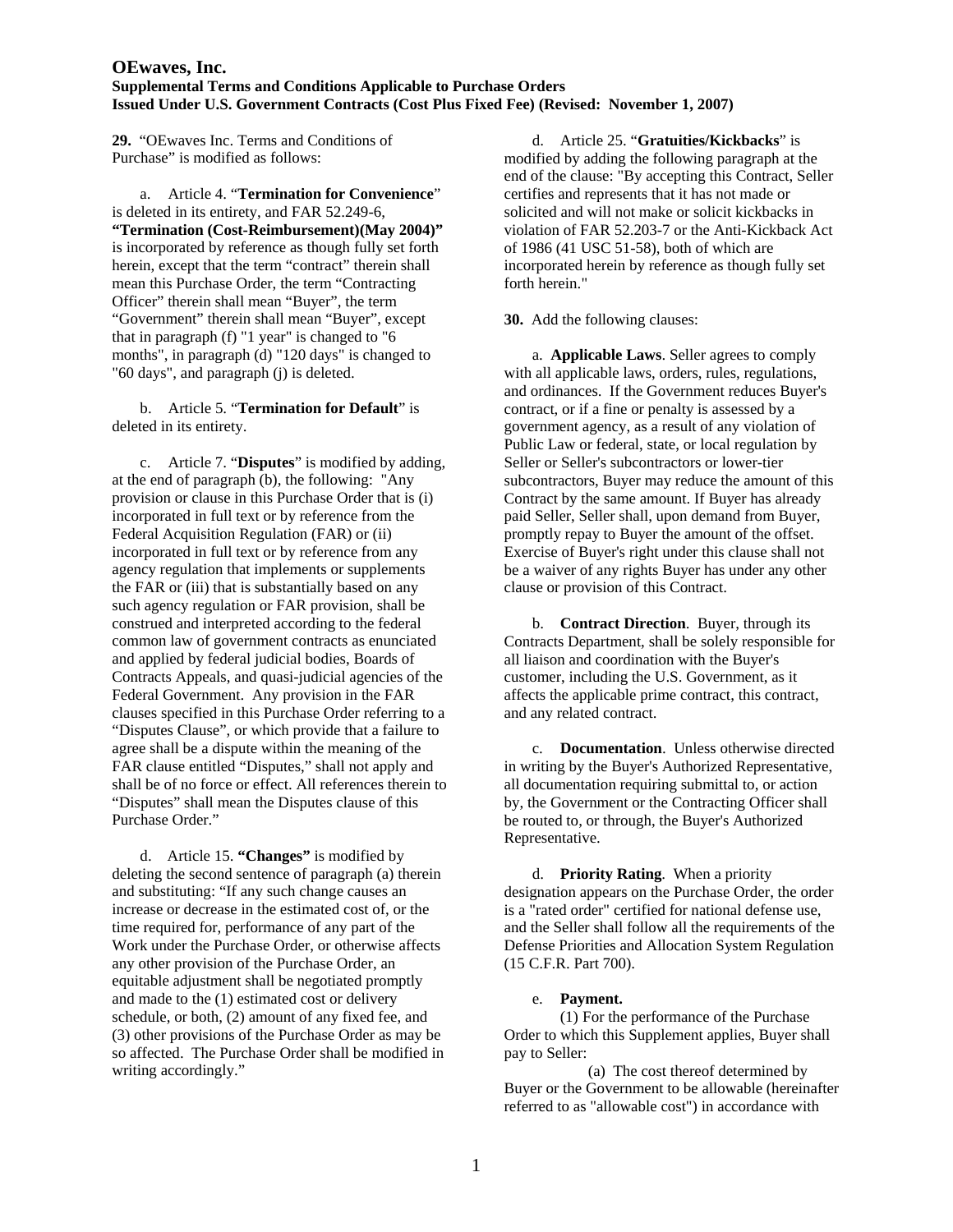# OEwaves, Inc.

## Supplemental Terms and Conditions Applicable to Purchase Orders Issued Under U.S. Government Contracts (Cost Plus Fixed Fee) (Revised: November 1, 2007)

**29.** "OEwaves Inc. Terms and Conditions of Purchase" is modified as follows:

a. Article 4. "**Termination for Convenience**" is deleted in its entirety, and FAR 52.249-6, **"Termination (Cost-Reimbursement)(May 2004)"** is incorporated by reference as though fully set forth herein, except that the term "contract" therein shall mean this Purchase Order, the term "Contracting Officer" therein shall mean "Buyer", the term "Government" therein shall mean "Buyer", except that in paragraph (f) "1 year" is changed to "6 months", in paragraph (d) "120 days" is changed to "60 days", and paragraph (j) is deleted.

b. Article 5. "**Termination for Default**" is deleted in its entirety.

c. Article 7. "**Disputes**" is modified by adding, at the end of paragraph (b), the following: "Any provision or clause in this Purchase Order that is (i) incorporated in full text or by reference from the Federal Acquisition Regulation (FAR) or (ii) incorporated in full text or by reference from any agency regulation that implements or supplements the FAR or (iii) that is substantially based on any such agency regulation or FAR provision, shall be construed and interpreted according to the federal common law of government contracts as enunciated and applied by federal judicial bodies, Boards of Contracts Appeals, and quasi-judicial agencies of the Federal Government. Any provision in the FAR clauses specified in this Purchase Order referring to a "Disputes Clause", or which provide that a failure to agree shall be a dispute within the meaning of the FAR clause entitled "Disputes," shall not apply and shall be of no force or effect. All references therein to "Disputes" shall mean the Disputes clause of this Purchase Order."

d. Article 15. **"Changes"** is modified by deleting the second sentence of paragraph (a) therein and substituting: "If any such change causes an increase or decrease in the estimated cost of, or the time required for, performance of any part of the Work under the Purchase Order, or otherwise affects any other provision of the Purchase Order, an equitable adjustment shall be negotiated promptly and made to the (1) estimated cost or delivery schedule, or both, (2) amount of any fixed fee, and (3) other provisions of the Purchase Order as may be so affected. The Purchase Order shall be modified in writing accordingly."

d. Article 25. "**Gratuities/Kickbacks**" is modified by adding the following paragraph at the end of the clause: "By accepting this Contract, Seller certifies and represents that it has not made or solicited and will not make or solicit kickbacks in violation of FAR 52.203-7 or the Anti-Kickback Act of 1986 (41 USC 51-58), both of which are incorporated herein by reference as though fully set forth herein."

**30.** Add the following clauses:

a. **Applicable Laws**. Seller agrees to comply with all applicable laws, orders, rules, regulations, and ordinances. If the Government reduces Buyer's contract, or if a fine or penalty is assessed by a government agency, as a result of any violation of Public Law or federal, state, or local regulation by Seller or Seller's subcontractors or lower-tier subcontractors, Buyer may reduce the amount of this Contract by the same amount. If Buyer has already paid Seller, Seller shall, upon demand from Buyer, promptly repay to Buyer the amount of the offset. Exercise of Buyer's right under this clause shall not be a waiver of any rights Buyer has under any other clause or provision of this Contract.

b. **Contract Direction**. Buyer, through its Contracts Department, shall be solely responsible for all liaison and coordination with the Buyer's customer, including the U.S. Government, as it affects the applicable prime contract, this contract, and any related contract.

c. **Documentation**. Unless otherwise directed in writing by the Buyer's Authorized Representative, all documentation requiring submittal to, or action by, the Government or the Contracting Officer shall be routed to, or through, the Buyer's Authorized Representative.

d. **Priority Rating**. When a priority designation appears on the Purchase Order, the order is a "rated order" certified for national defense use, and the Seller shall follow all the requirements of the Defense Priorities and Allocation System Regulation (15 C.F.R. Part 700).

e. **Payment.**

(1) For the performance of the Purchase Order to which this Supplement applies, Buyer shall pay to Seller:

(a) The cost thereof determined by Buyer or the Government to be allowable (hereinafter referred to as "allowable cost") in accordance with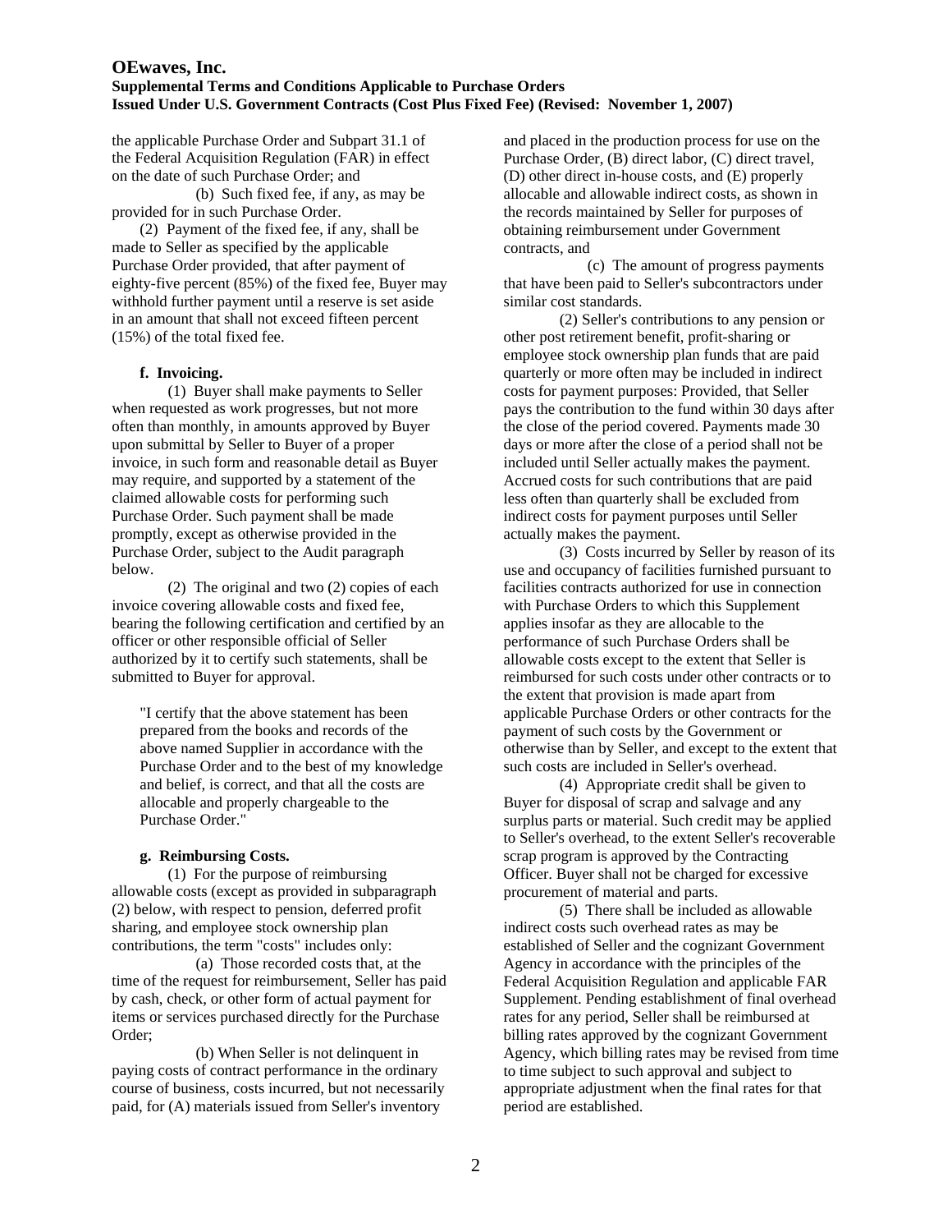the applicable Purchase Order and Subpart 31.1 of the Federal Acquisition Regulation (FAR) in effect on the date of such Purchase Order; and

(b) Such fixed fee, if any, as may be provided for in such Purchase Order.

(2) Payment of the fixed fee, if any, shall be made to Seller as specified by the applicable Purchase Order provided, that after payment of eighty-five percent (85%) of the fixed fee, Buyer may withhold further payment until a reserve is set aside in an amount that shall not exceed fifteen percent (15%) of the total fixed fee.

**f. Invoicing.**

(1) Buyer shall make payments to Seller when requested as work progresses, but not more often than monthly, in amounts approved by Buyer upon submittal by Seller to Buyer of a proper invoice, in such form and reasonable detail as Buyer may require, and supported by a statement of the claimed allowable costs for performing such Purchase Order. Such payment shall be made promptly, except as otherwise provided in the Purchase Order, subject to the Audit paragraph below.

(2) The original and two (2) copies of each invoice covering allowable costs and fixed fee, bearing the following certification and certified by an officer or other responsible official of Seller authorized by it to certify such statements, shall be submitted to Buyer for approval.

> "I certify that the above statement has been prepared from the books and records of the above named Supplier in accordance with the Purchase Order and to the best of my knowledge and belief, is correct, and that all the costs are allocable and properly chargeable to the Purchase Order."

**g. Reimbursing Costs.**

(1) For the purpose of reimbursing allowable costs (except as provided in subparagraph (2) below, with respect to pension, deferred profit sharing, and employee stock ownership plan contributions, the term "costs" includes only:

(a) Those recorded costs that, at the time of the request for reimbursement, Seller has paid by cash, check, or other form of actual payment for items or services purchased directly for the Purchase Order;

(b) When Seller is not delinquent in paying costs of contract performance in the ordinary course of business, costs incurred, but not necessarily paid, for (A) materials issued from Seller's inventory and placed in the production process for use on the Purchase Order, (B) direct labor, (C) direct travel, (D) other direct in-house costs, and (E) properly allocable and allowable indirect costs, as shown in the records maintained by Seller for purposes of obtaining reimbursement under Government contracts, and

(c) The amount of progress payments that have been paid to Seller's subcontractors under similar cost standards.

(2) Seller's contributions to any pension or other post retirement benefit, profit-sharing or employee stock ownership plan funds that are paid quarterly or more often may be included in indirect costs for payment purposes: Provided, that Seller pays the contribution to the fund within 30 days after the close of the period covered. Payments made 30 days or more after the close of a period shall not be included until Seller actually makes the payment. Accrued costs for such contributions that are paid less often than quarterly shall be excluded from indirect costs for payment purposes until Seller actually makes the payment.

(3) Costs incurred by Seller by reason of its use and occupancy of facilities furnished pursuant to facilities contracts authorized for use in connection with Purchase Orders to which this Supplement applies insofar as they are allocable to the performance of such Purchase Orders shall be allowable costs except to the extent that Seller is reimbursed for such costs under other contracts or to the extent that provision is made apart from applicable Purchase Orders or other contracts for the payment of such costs by the Government or otherwise than by Seller, and except to the extent that such costs are included in Seller's overhead.

(4) Appropriate credit shall be given to Buyer for disposal of scrap and salvage and any surplus parts or material. Such credit may be applied to Seller's overhead, to the extent Seller's recoverable scrap program is approved by the Contracting Officer. Buyer shall not be charged for excessive procurement of material and parts.

(5) There shall be included as allowable indirect costs such overhead rates as may be established of Seller and the cognizant Government Agency in accordance with the principles of the Federal Acquisition Regulation and applicable FAR Supplement. Pending establishment of final overhead rates for any period, Seller shall be reimbursed at billing rates approved by the cognizant Government Agency, which billing rates may be revised from time to time subject to such approval and subject to appropriate adjustment when the final rates for that period are established.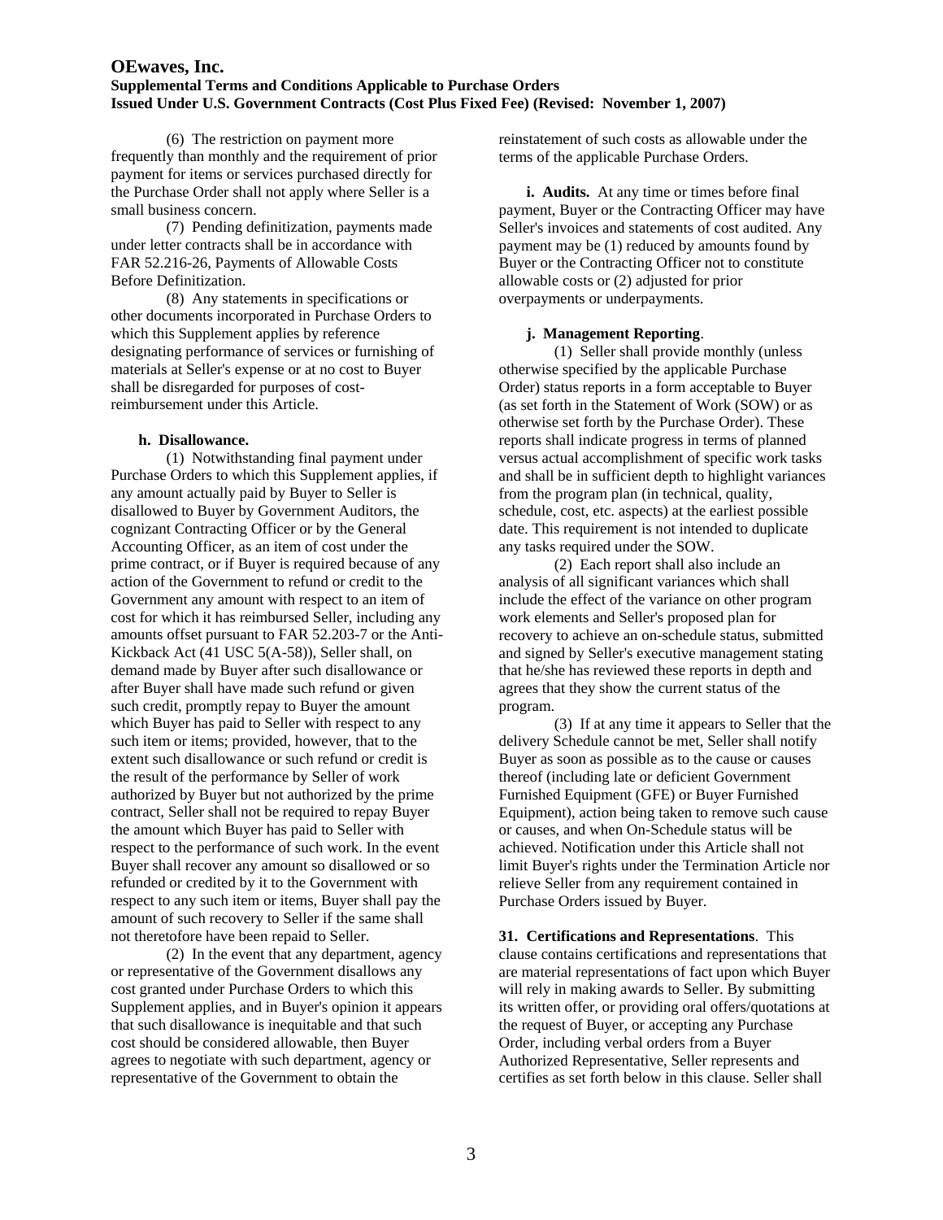(6) The restriction on payment more frequently than monthly and the requirement of prior payment for items or services purchased directly for the Purchase Order shall not apply where Seller is a small business concern.

(7) Pending definitization, payments made under letter contracts shall be in accordance with FAR 52.216-26, Payments of Allowable Costs Before Definitization.

(8) Any statements in specifications or other documents incorporated in Purchase Orders to which this Supplement applies by reference designating performance of services or furnishing of materials at Seller's expense or at no cost to Buyer shall be disregarded for purposes of cost-reimbursement under this Article.

**h. Disallowance.**

(1) Notwithstanding final payment under Purchase Orders to which this Supplement applies, if any amount actually paid by Buyer to Seller is disallowed to Buyer by Government Auditors, the cognizant Contracting Officer or by the General Accounting Officer, as an item of cost under the prime contract, or if Buyer is required because of any action of the Government to refund or credit to the Government any amount with respect to an item of cost for which it has reimbursed Seller, including any amounts offset pursuant to FAR 52.203-7 or the Anti-Kickback Act (41 USC 5(A-58)), Seller shall, on demand made by Buyer after such disallowance or after Buyer shall have made such refund or given such credit, promptly repay to Buyer the amount which Buyer has paid to Seller with respect to any such item or items; provided, however, that to the extent such disallowance or such refund or credit is the result of the performance by Seller of work authorized by Buyer but not authorized by the prime contract, Seller shall not be required to repay Buyer the amount which Buyer has paid to Seller with respect to the performance of such work. In the event Buyer shall recover any amount so disallowed or so refunded or credited by it to the Government with respect to any such item or items, Buyer shall pay the amount of such recovery to Seller if the same shall not theretofore have been repaid to Seller.

(2) In the event that any department, agency or representative of the Government disallows any cost granted under Purchase Orders to which this Supplement applies, and in Buyer's opinion it appears that such disallowance is inequitable and that such cost should be considered allowable, then Buyer agrees to negotiate with such department, agency or representative of the Government to obtain the reinstatement of such costs as allowable under the terms of the applicable Purchase Orders.

**i. Audits.** At any time or times before final payment, Buyer or the Contracting Officer may have Seller's invoices and statements of cost audited. Any payment may be (1) reduced by amounts found by Buyer or the Contracting Officer not to constitute allowable costs or (2) adjusted for prior overpayments or underpayments.

**j. Management Reporting**.

(1) Seller shall provide monthly (unless otherwise specified by the applicable Purchase Order) status reports in a form acceptable to Buyer (as set forth in the Statement of Work (SOW) or as otherwise set forth by the Purchase Order). These reports shall indicate progress in terms of planned versus actual accomplishment of specific work tasks and shall be in sufficient depth to highlight variances from the program plan (in technical, quality, schedule, cost, etc. aspects) at the earliest possible date. This requirement is not intended to duplicate any tasks required under the SOW.

(2) Each report shall also include an analysis of all significant variances which shall include the effect of the variance on other program work elements and Seller's proposed plan for recovery to achieve an on-schedule status, submitted and signed by Seller's executive management stating that he/she has reviewed these reports in depth and agrees that they show the current status of the program.

(3) If at any time it appears to Seller that the delivery Schedule cannot be met, Seller shall notify Buyer as soon as possible as to the cause or causes thereof (including late or deficient Government Furnished Equipment (GFE) or Buyer Furnished Equipment), action being taken to remove such cause or causes, and when On-Schedule status will be achieved. Notification under this Article shall not limit Buyer's rights under the Termination Article nor relieve Seller from any requirement contained in Purchase Orders issued by Buyer.

**31. Certifications and Representations**. This clause contains certifications and representations that are material representations of fact upon which Buyer will rely in making awards to Seller. By submitting its written offer, or providing oral offers/quotations at the request of Buyer, or accepting any Purchase Order, including verbal orders from a Buyer Authorized Representative, Seller represents and certifies as set forth below in this clause. Seller shall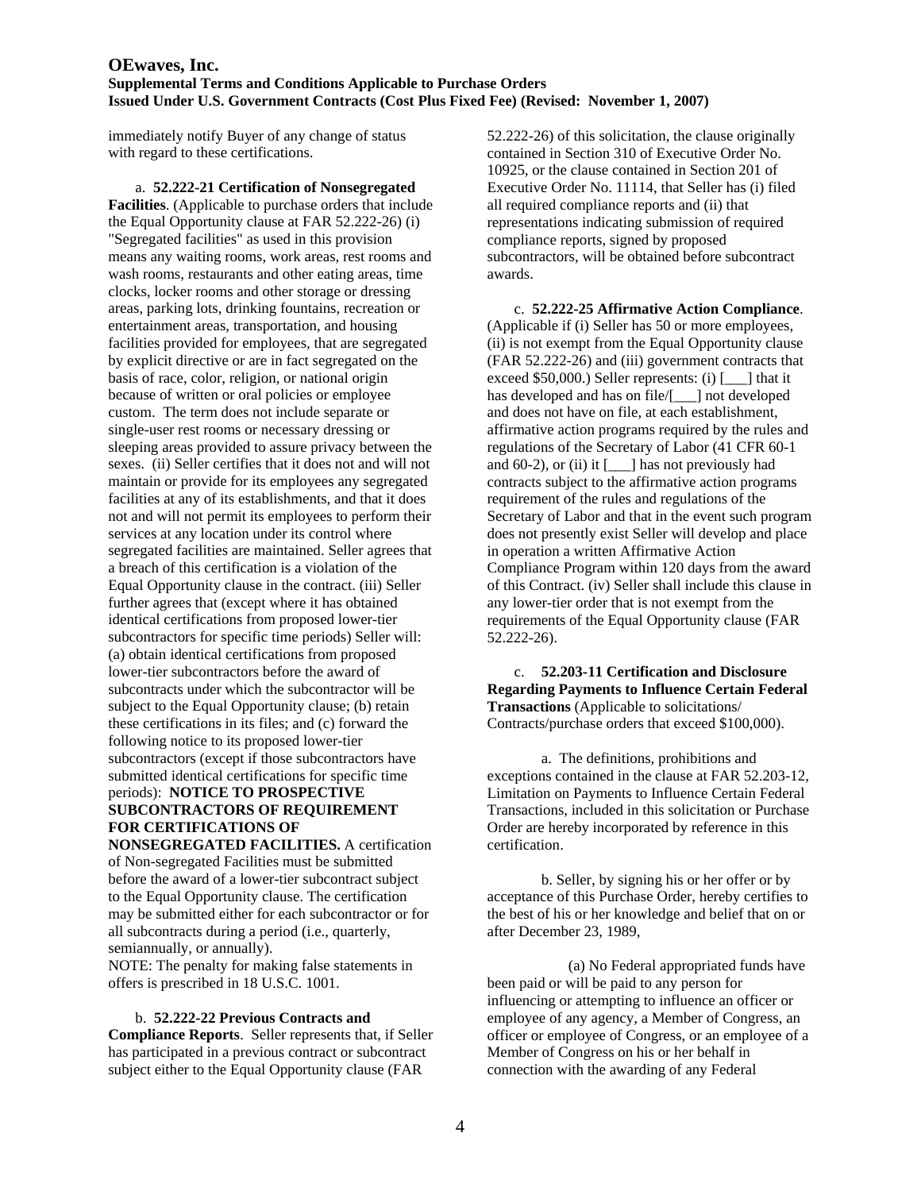immediately notify Buyer of any change of status with regard to these certifications.

a. **52.222-21 Certification of Nonsegregated Facilities**. (Applicable to purchase orders that include the Equal Opportunity clause at FAR 52.222-26) (i) "Segregated facilities" as used in this provision means any waiting rooms, work areas, rest rooms and wash rooms, restaurants and other eating areas, time clocks, locker rooms and other storage or dressing areas, parking lots, drinking fountains, recreation or entertainment areas, transportation, and housing facilities provided for employees, that are segregated by explicit directive or are in fact segregated on the basis of race, color, religion, or national origin because of written or oral policies or employee custom. The term does not include separate or single-user rest rooms or necessary dressing or sleeping areas provided to assure privacy between the sexes. (ii) Seller certifies that it does not and will not maintain or provide for its employees any segregated facilities at any of its establishments, and that it does not and will not permit its employees to perform their services at any location under its control where segregated facilities are maintained. Seller agrees that a breach of this certification is a violation of the Equal Opportunity clause in the contract. (iii) Seller further agrees that (except where it has obtained identical certifications from proposed lower-tier subcontractors for specific time periods) Seller will: (a) obtain identical certifications from proposed lower-tier subcontractors before the award of subcontracts under which the subcontractor will be subject to the Equal Opportunity clause; (b) retain these certifications in its files; and (c) forward the following notice to its proposed lower-tier subcontractors (except if those subcontractors have submitted identical certifications for specific time periods): **NOTICE TO PROSPECTIVE SUBCONTRACTORS OF REQUIREMENT FOR CERTIFICATIONS OF NONSEGREGATED FACILITIES.** A certification of Non-segregated Facilities must be submitted before the award of a lower-tier subcontract subject to the Equal Opportunity clause. The certification may be submitted either for each subcontractor or for all subcontracts during a period (i.e., quarterly, semiannually, or annually).
NOTE: The penalty for making false statements in offers is prescribed in 18 U.S.C. 1001.

b. **52.222-22 Previous Contracts and Compliance Reports**. Seller represents that, if Seller has participated in a previous contract or subcontract subject either to the Equal Opportunity clause (FAR 52.222-26) of this solicitation, the clause originally contained in Section 310 of Executive Order No. 10925, or the clause contained in Section 201 of Executive Order No. 11114, that Seller has (i) filed all required compliance reports and (ii) that representations indicating submission of required compliance reports, signed by proposed subcontractors, will be obtained before subcontract awards.

c. **52.222-25 Affirmative Action Compliance**. (Applicable if (i) Seller has 50 or more employees, (ii) is not exempt from the Equal Opportunity clause (FAR 52.222-26) and (iii) government contracts that exceed $50,000.) Seller represents: (i) [___] that it has developed and has on file/[___] not developed and does not have on file, at each establishment, affirmative action programs required by the rules and regulations of the Secretary of Labor (41 CFR 60-1 and 60-2), or (ii) it [___] has not previously had contracts subject to the affirmative action programs requirement of the rules and regulations of the Secretary of Labor and that in the event such program does not presently exist Seller will develop and place in operation a written Affirmative Action Compliance Program within 120 days from the award of this Contract. (iv) Seller shall include this clause in any lower-tier order that is not exempt from the requirements of the Equal Opportunity clause (FAR 52.222-26).

c. **52.203-11 Certification and Disclosure Regarding Payments to Influence Certain Federal Transactions** (Applicable to solicitations/ Contracts/purchase orders that exceed $100,000).

a. The definitions, prohibitions and exceptions contained in the clause at FAR 52.203-12, Limitation on Payments to Influence Certain Federal Transactions, included in this solicitation or Purchase Order are hereby incorporated by reference in this certification.

b. Seller, by signing his or her offer or by acceptance of this Purchase Order, hereby certifies to the best of his or her knowledge and belief that on or after December 23, 1989,

(a) No Federal appropriated funds have been paid or will be paid to any person for influencing or attempting to influence an officer or employee of any agency, a Member of Congress, an officer or employee of Congress, or an employee of a Member of Congress on his or her behalf in connection with the awarding of any Federal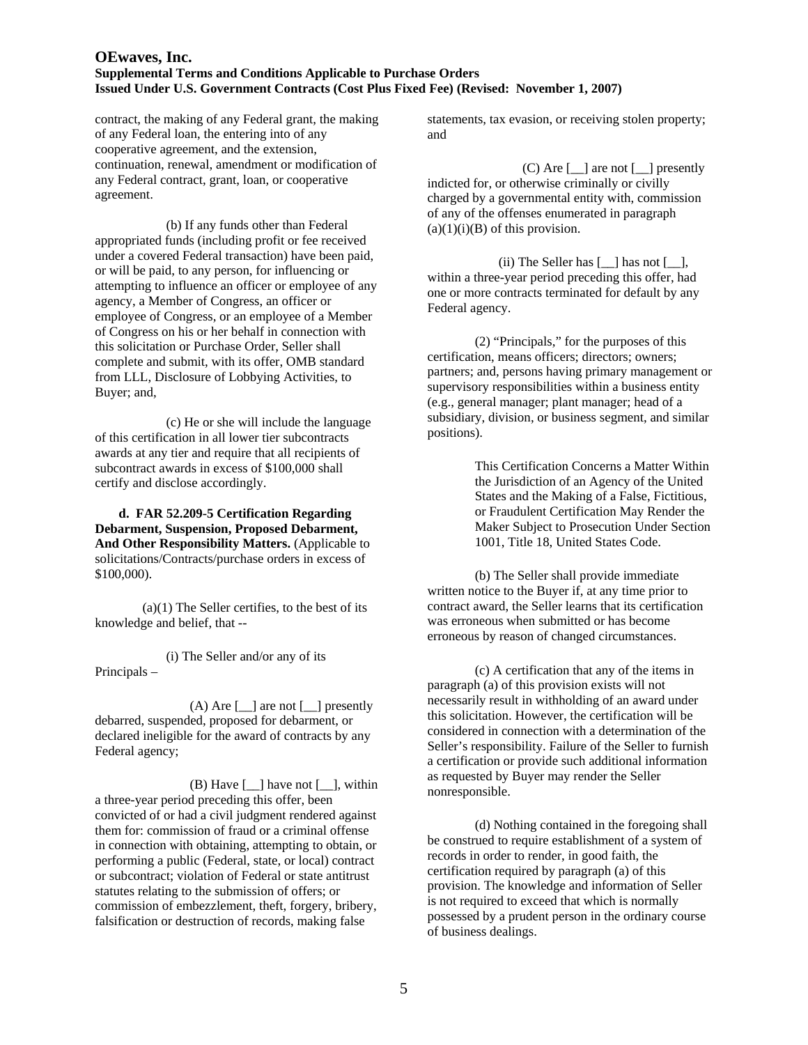contract, the making of any Federal grant, the making of any Federal loan, the entering into of any cooperative agreement, and the extension, continuation, renewal, amendment or modification of any Federal contract, grant, loan, or cooperative agreement.

(b) If any funds other than Federal appropriated funds (including profit or fee received under a covered Federal transaction) have been paid, or will be paid, to any person, for influencing or attempting to influence an officer or employee of any agency, a Member of Congress, an officer or employee of Congress, or an employee of a Member of Congress on his or her behalf in connection with this solicitation or Purchase Order, Seller shall complete and submit, with its offer, OMB standard from LLL, Disclosure of Lobbying Activities, to Buyer; and,

(c) He or she will include the language of this certification in all lower tier subcontracts awards at any tier and require that all recipients of subcontract awards in excess of $100,000 shall certify and disclose accordingly.

**d. FAR 52.209-5 Certification Regarding Debarment, Suspension, Proposed Debarment, And Other Responsibility Matters.** (Applicable to solicitations/Contracts/purchase orders in excess of $100,000).

(a)(1) The Seller certifies, to the best of its knowledge and belief, that --

(i) The Seller and/or any of its Principals –

(A) Are [__] are not [__] presently debarred, suspended, proposed for debarment, or declared ineligible for the award of contracts by any Federal agency;

(B) Have [__] have not [__], within a three-year period preceding this offer, been convicted of or had a civil judgment rendered against them for: commission of fraud or a criminal offense in connection with obtaining, attempting to obtain, or performing a public (Federal, state, or local) contract or subcontract; violation of Federal or state antitrust statutes relating to the submission of offers; or commission of embezzlement, theft, forgery, bribery, falsification or destruction of records, making false statements, tax evasion, or receiving stolen property; and

(C) Are [__] are not [__] presently indicted for, or otherwise criminally or civilly charged by a governmental entity with, commission of any of the offenses enumerated in paragraph (a)(1)(i)(B) of this provision.

(ii) The Seller has [__] has not [__], within a three-year period preceding this offer, had one or more contracts terminated for default by any Federal agency.

(2) "Principals," for the purposes of this certification, means officers; directors; owners; partners; and, persons having primary management or supervisory responsibilities within a business entity (e.g., general manager; plant manager; head of a subsidiary, division, or business segment, and similar positions).

> This Certification Concerns a Matter Within the Jurisdiction of an Agency of the United States and the Making of a False, Fictitious, or Fraudulent Certification May Render the Maker Subject to Prosecution Under Section 1001, Title 18, United States Code.

(b) The Seller shall provide immediate written notice to the Buyer if, at any time prior to contract award, the Seller learns that its certification was erroneous when submitted or has become erroneous by reason of changed circumstances.

(c) A certification that any of the items in paragraph (a) of this provision exists will not necessarily result in withholding of an award under this solicitation. However, the certification will be considered in connection with a determination of the Seller's responsibility. Failure of the Seller to furnish a certification or provide such additional information as requested by Buyer may render the Seller nonresponsible.

(d) Nothing contained in the foregoing shall be construed to require establishment of a system of records in order to render, in good faith, the certification required by paragraph (a) of this provision. The knowledge and information of Seller is not required to exceed that which is normally possessed by a prudent person in the ordinary course of business dealings.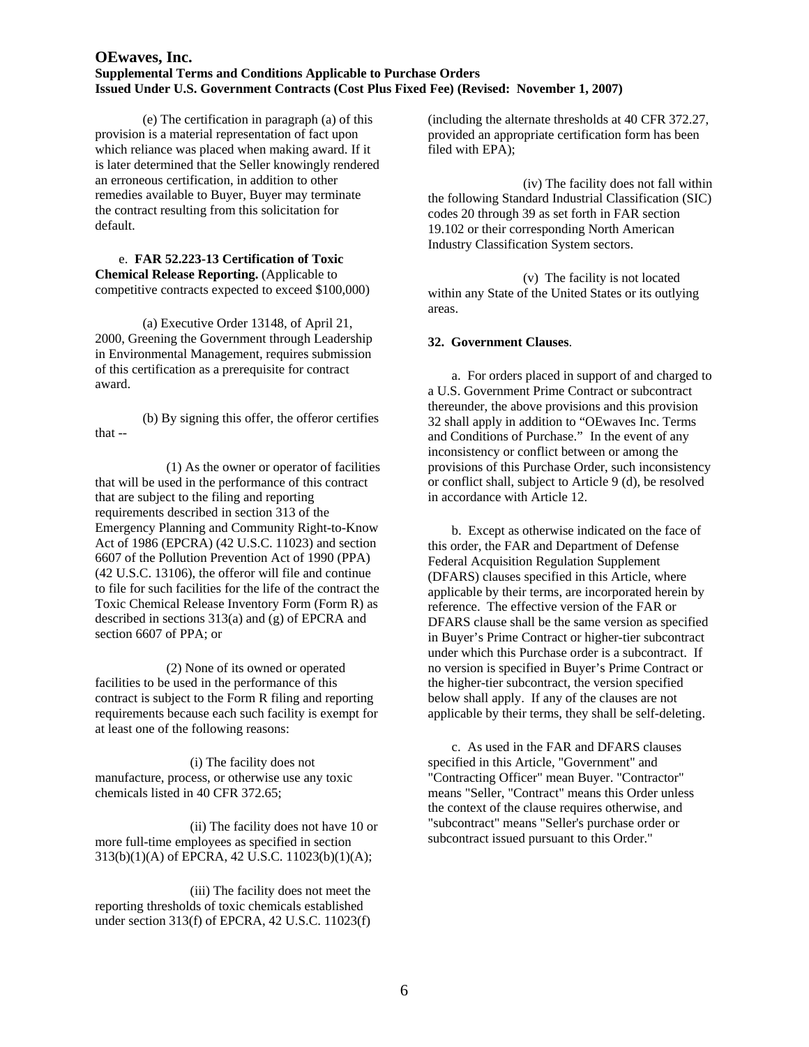(e) The certification in paragraph (a) of this provision is a material representation of fact upon which reliance was placed when making award. If it is later determined that the Seller knowingly rendered an erroneous certification, in addition to other remedies available to Buyer, Buyer may terminate the contract resulting from this solicitation for default.

e. **FAR 52.223-13 Certification of Toxic Chemical Release Reporting.** (Applicable to competitive contracts expected to exceed $100,000)

(a) Executive Order 13148, of April 21, 2000, Greening the Government through Leadership in Environmental Management, requires submission of this certification as a prerequisite for contract award.

(b) By signing this offer, the offeror certifies that --

(1) As the owner or operator of facilities that will be used in the performance of this contract that are subject to the filing and reporting requirements described in section 313 of the Emergency Planning and Community Right-to-Know Act of 1986 (EPCRA) (42 U.S.C. 11023) and section 6607 of the Pollution Prevention Act of 1990 (PPA) (42 U.S.C. 13106), the offeror will file and continue to file for such facilities for the life of the contract the Toxic Chemical Release Inventory Form (Form R) as described in sections 313(a) and (g) of EPCRA and section 6607 of PPA; or

(2) None of its owned or operated facilities to be used in the performance of this contract is subject to the Form R filing and reporting requirements because each such facility is exempt for at least one of the following reasons:

(i) The facility does not manufacture, process, or otherwise use any toxic chemicals listed in 40 CFR 372.65;

(ii) The facility does not have 10 or more full-time employees as specified in section 313(b)(1)(A) of EPCRA, 42 U.S.C. 11023(b)(1)(A);

(iii) The facility does not meet the reporting thresholds of toxic chemicals established under section 313(f) of EPCRA, 42 U.S.C. 11023(f) (including the alternate thresholds at 40 CFR 372.27, provided an appropriate certification form has been filed with EPA);

(iv) The facility does not fall within the following Standard Industrial Classification (SIC) codes 20 through 39 as set forth in FAR section 19.102 or their corresponding North American Industry Classification System sectors.

(v) The facility is not located within any State of the United States or its outlying areas.

**32. Government Clauses**.

a. For orders placed in support of and charged to a U.S. Government Prime Contract or subcontract thereunder, the above provisions and this provision 32 shall apply in addition to "OEwaves Inc. Terms and Conditions of Purchase." In the event of any inconsistency or conflict between or among the provisions of this Purchase Order, such inconsistency or conflict shall, subject to Article 9 (d), be resolved in accordance with Article 12.

b. Except as otherwise indicated on the face of this order, the FAR and Department of Defense Federal Acquisition Regulation Supplement (DFARS) clauses specified in this Article, where applicable by their terms, are incorporated herein by reference. The effective version of the FAR or DFARS clause shall be the same version as specified in Buyer's Prime Contract or higher-tier subcontract under which this Purchase order is a subcontract. If no version is specified in Buyer's Prime Contract or the higher-tier subcontract, the version specified below shall apply. If any of the clauses are not applicable by their terms, they shall be self-deleting.

c. As used in the FAR and DFARS clauses specified in this Article, "Government" and "Contracting Officer" mean Buyer. "Contractor" means "Seller, "Contract" means this Order unless the context of the clause requires otherwise, and "subcontract" means "Seller's purchase order or subcontract issued pursuant to this Order."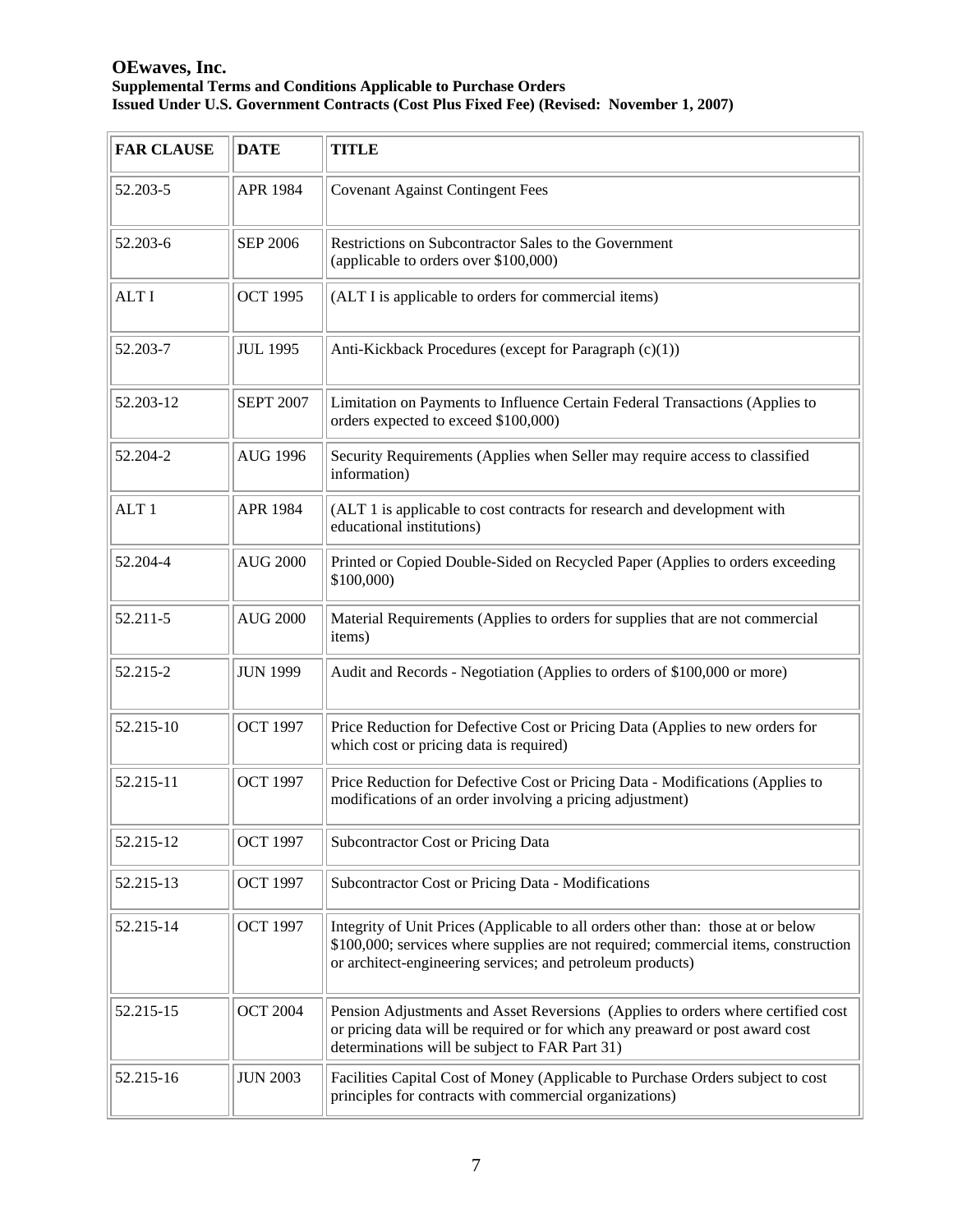**OEwaves, Inc.**
**Supplemental Terms and Conditions Applicable to Purchase Orders**
**Issued Under U.S. Government Contracts (Cost Plus Fixed Fee) (Revised: November 1, 2007)**

| FAR CLAUSE | DATE | TITLE |
|---|---|---|
| 52.203-5 | APR 1984 | Covenant Against Contingent Fees |
| 52.203-6 | SEP 2006 | Restrictions on Subcontractor Sales to the Government (applicable to orders over $100,000) |
| ALT I | OCT 1995 | (ALT I is applicable to orders for commercial items) |
| 52.203-7 | JUL 1995 | Anti-Kickback Procedures (except for Paragraph (c)(1)) |
| 52.203-12 | SEPT 2007 | Limitation on Payments to Influence Certain Federal Transactions (Applies to orders expected to exceed $100,000) |
| 52.204-2 | AUG 1996 | Security Requirements (Applies when Seller may require access to classified information) |
| ALT 1 | APR 1984 | (ALT 1 is applicable to cost contracts for research and development with educational institutions) |
| 52.204-4 | AUG 2000 | Printed or Copied Double-Sided on Recycled Paper (Applies to orders exceeding $100,000) |
| 52.211-5 | AUG 2000 | Material Requirements (Applies to orders for supplies that are not commercial items) |
| 52.215-2 | JUN 1999 | Audit and Records - Negotiation (Applies to orders of $100,000 or more) |
| 52.215-10 | OCT 1997 | Price Reduction for Defective Cost or Pricing Data (Applies to new orders for which cost or pricing data is required) |
| 52.215-11 | OCT 1997 | Price Reduction for Defective Cost or Pricing Data - Modifications (Applies to modifications of an order involving a pricing adjustment) |
| 52.215-12 | OCT 1997 | Subcontractor Cost or Pricing Data |
| 52.215-13 | OCT 1997 | Subcontractor Cost or Pricing Data - Modifications |
| 52.215-14 | OCT 1997 | Integrity of Unit Prices (Applicable to all orders other than: those at or below $100,000; services where supplies are not required; commercial items, construction or architect-engineering services; and petroleum products) |
| 52.215-15 | OCT 2004 | Pension Adjustments and Asset Reversions (Applies to orders where certified cost or pricing data will be required or for which any preaward or post award cost determinations will be subject to FAR Part 31) |
| 52.215-16 | JUN 2003 | Facilities Capital Cost of Money (Applicable to Purchase Orders subject to cost principles for contracts with commercial organizations) |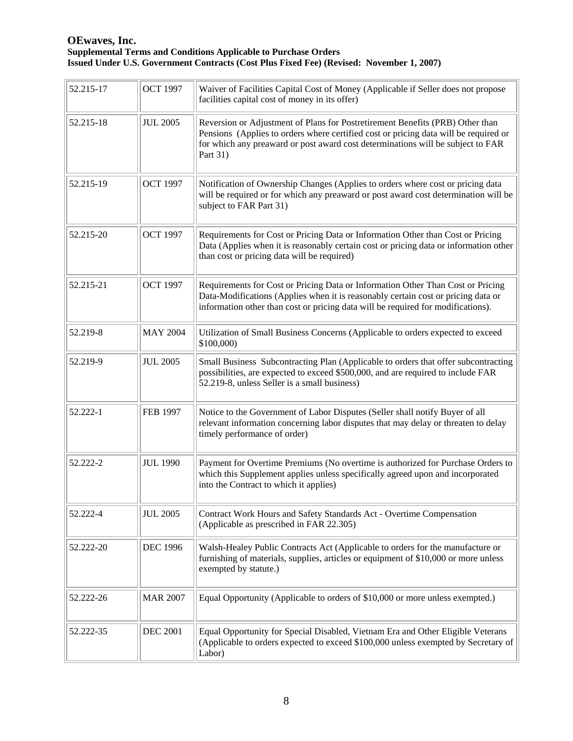| | | |
|---|---|---|
| 52.215-17 | OCT 1997 | Waiver of Facilities Capital Cost of Money (Applicable if Seller does not propose facilities capital cost of money in its offer) |
| 52.215-18 | JUL 2005 | Reversion or Adjustment of Plans for Postretirement Benefits (PRB) Other than Pensions (Applies to orders where certified cost or pricing data will be required or for which any preaward or post award cost determinations will be subject to FAR Part 31) |
| 52.215-19 | OCT 1997 | Notification of Ownership Changes (Applies to orders where cost or pricing data will be required or for which any preaward or post award cost determination will be subject to FAR Part 31) |
| 52.215-20 | OCT 1997 | Requirements for Cost or Pricing Data or Information Other than Cost or Pricing Data (Applies when it is reasonably certain cost or pricing data or information other than cost or pricing data will be required) |
| 52.215-21 | OCT 1997 | Requirements for Cost or Pricing Data or Information Other Than Cost or Pricing Data-Modifications (Applies when it is reasonably certain cost or pricing data or information other than cost or pricing data will be required for modifications). |
| 52.219-8 | MAY 2004 | Utilization of Small Business Concerns (Applicable to orders expected to exceed $100,000) |
| 52.219-9 | JUL 2005 | Small Business Subcontracting Plan (Applicable to orders that offer subcontracting possibilities, are expected to exceed $500,000, and are required to include FAR 52.219-8, unless Seller is a small business) |
| 52.222-1 | FEB 1997 | Notice to the Government of Labor Disputes (Seller shall notify Buyer of all relevant information concerning labor disputes that may delay or threaten to delay timely performance of order) |
| 52.222-2 | JUL 1990 | Payment for Overtime Premiums (No overtime is authorized for Purchase Orders to which this Supplement applies unless specifically agreed upon and incorporated into the Contract to which it applies) |
| 52.222-4 | JUL 2005 | Contract Work Hours and Safety Standards Act - Overtime Compensation (Applicable as prescribed in FAR 22.305) |
| 52.222-20 | DEC 1996 | Walsh-Healey Public Contracts Act (Applicable to orders for the manufacture or furnishing of materials, supplies, articles or equipment of $10,000 or more unless exempted by statute.) |
| 52.222-26 | MAR 2007 | Equal Opportunity (Applicable to orders of $10,000 or more unless exempted.) |
| 52.222-35 | DEC 2001 | Equal Opportunity for Special Disabled, Vietnam Era and Other Eligible Veterans (Applicable to orders expected to exceed $100,000 unless exempted by Secretary of Labor) |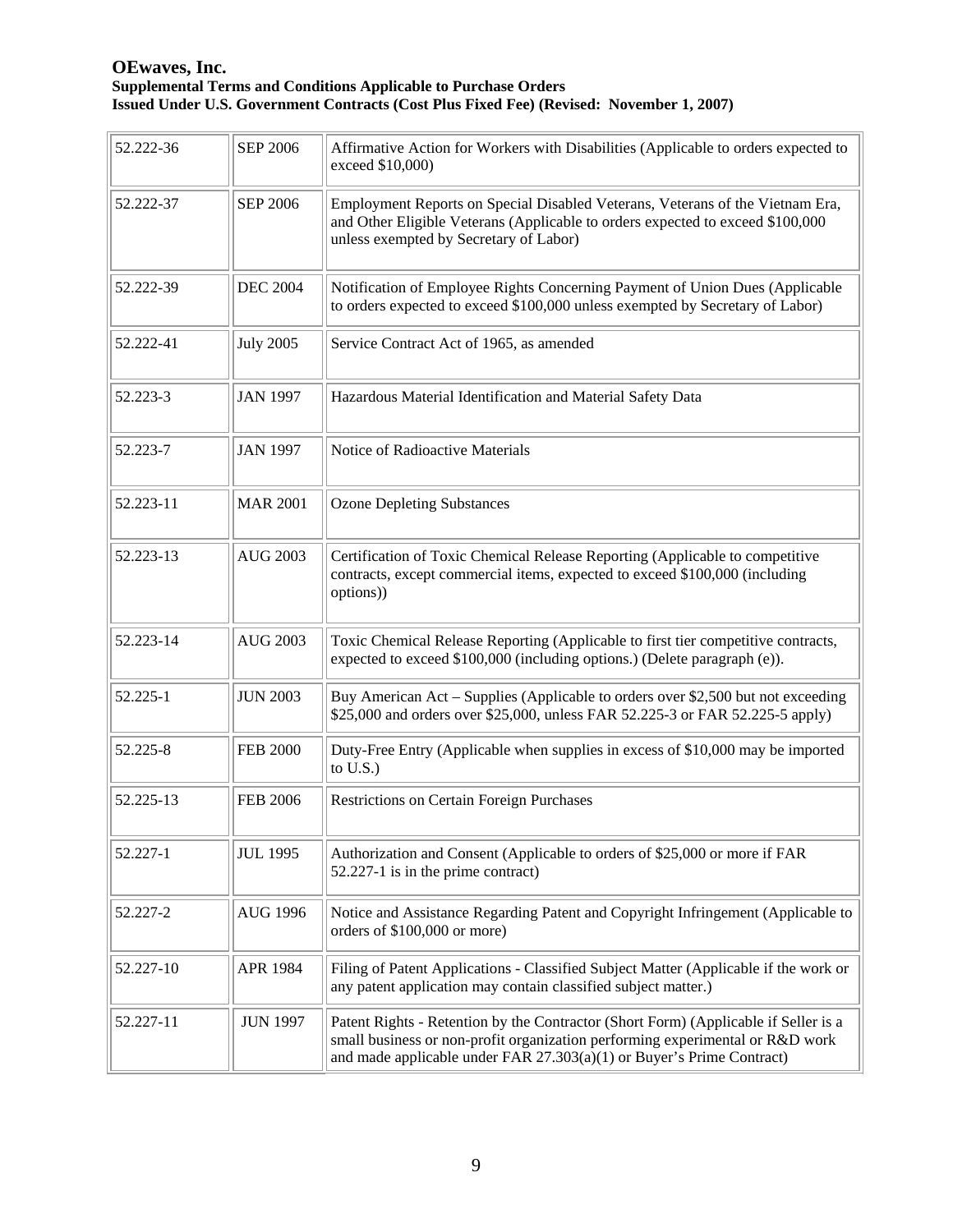| 52.222-36 | SEP 2006 | Affirmative Action for Workers with Disabilities (Applicable to orders expected to exceed $10,000) |
|---|---|---|
| 52.222-37 | SEP 2006 | Employment Reports on Special Disabled Veterans, Veterans of the Vietnam Era, and Other Eligible Veterans (Applicable to orders expected to exceed $100,000 unless exempted by Secretary of Labor) |
| 52.222-39 | DEC 2004 | Notification of Employee Rights Concerning Payment of Union Dues (Applicable to orders expected to exceed $100,000 unless exempted by Secretary of Labor) |
| 52.222-41 | July 2005 | Service Contract Act of 1965, as amended |
| 52.223-3 | JAN 1997 | Hazardous Material Identification and Material Safety Data |
| 52.223-7 | JAN 1997 | Notice of Radioactive Materials |
| 52.223-11 | MAR 2001 | Ozone Depleting Substances |
| 52.223-13 | AUG 2003 | Certification of Toxic Chemical Release Reporting (Applicable to competitive contracts, except commercial items, expected to exceed $100,000 (including options)) |
| 52.223-14 | AUG 2003 | Toxic Chemical Release Reporting (Applicable to first tier competitive contracts, expected to exceed $100,000 (including options.) (Delete paragraph (e)). |
| 52.225-1 | JUN 2003 | Buy American Act – Supplies (Applicable to orders over $2,500 but not exceeding $25,000 and orders over $25,000, unless FAR 52.225-3 or FAR 52.225-5 apply) |
| 52.225-8 | FEB 2000 | Duty-Free Entry (Applicable when supplies in excess of $10,000 may be imported to U.S.) |
| 52.225-13 | FEB 2006 | Restrictions on Certain Foreign Purchases |
| 52.227-1 | JUL 1995 | Authorization and Consent (Applicable to orders of $25,000 or more if FAR 52.227-1 is in the prime contract) |
| 52.227-2 | AUG 1996 | Notice and Assistance Regarding Patent and Copyright Infringement (Applicable to orders of $100,000 or more) |
| 52.227-10 | APR 1984 | Filing of Patent Applications - Classified Subject Matter (Applicable if the work or any patent application may contain classified subject matter.) |
| 52.227-11 | JUN 1997 | Patent Rights - Retention by the Contractor (Short Form) (Applicable if Seller is a small business or non-profit organization performing experimental or R&D work and made applicable under FAR 27.303(a)(1) or Buyer's Prime Contract) |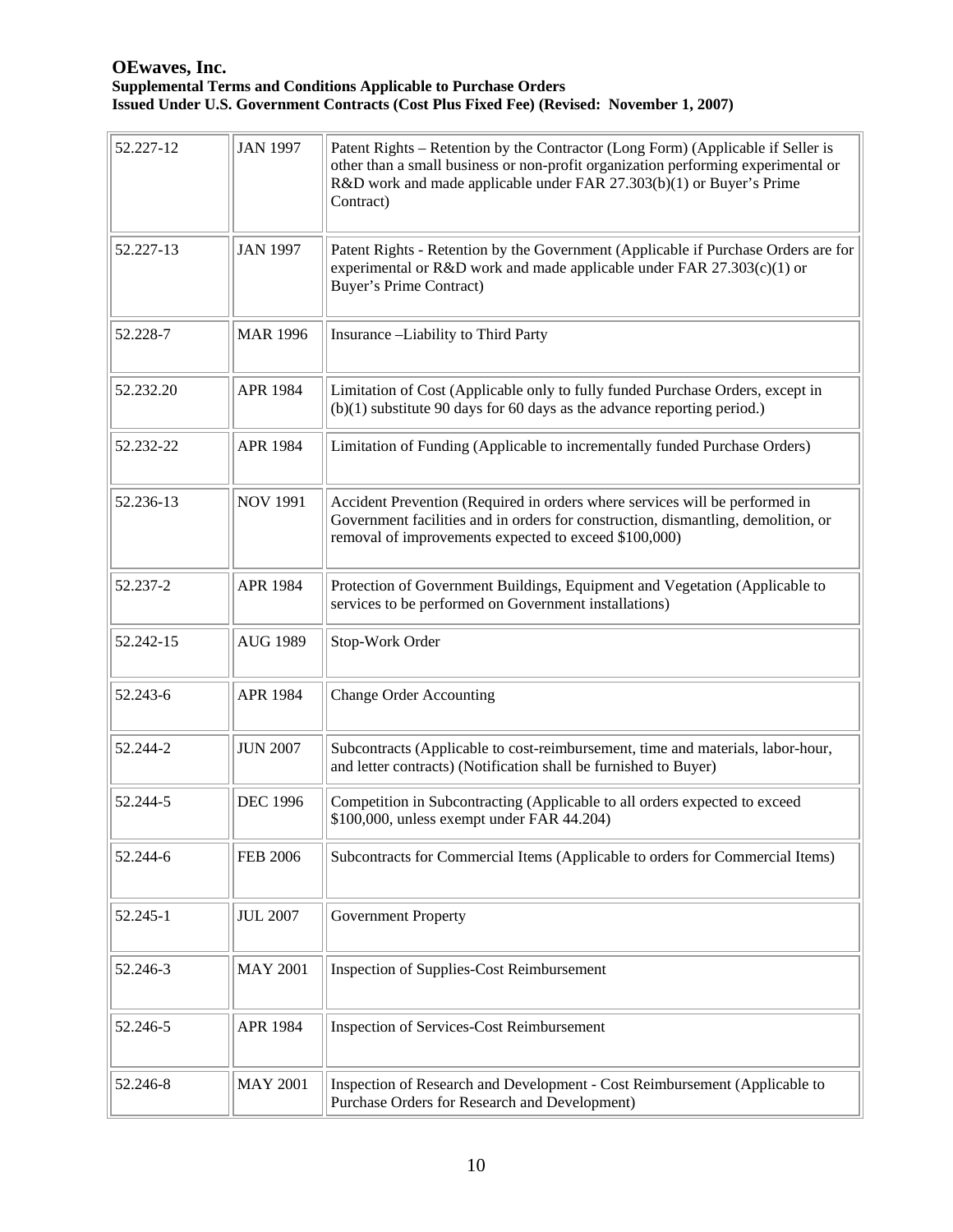| 52.227-12 | JAN 1997 | Patent Rights – Retention by the Contractor (Long Form) (Applicable if Seller is other than a small business or non-profit organization performing experimental or R&D work and made applicable under FAR 27.303(b)(1) or Buyer's Prime Contract) |
|---|---|---|
| 52.227-13 | JAN 1997 | Patent Rights - Retention by the Government (Applicable if Purchase Orders are for experimental or R&D work and made applicable under FAR 27.303(c)(1) or Buyer's Prime Contract) |
| 52.228-7 | MAR 1996 | Insurance –Liability to Third Party |
| 52.232.20 | APR 1984 | Limitation of Cost (Applicable only to fully funded Purchase Orders, except in (b)(1) substitute 90 days for 60 days as the advance reporting period.) |
| 52.232-22 | APR 1984 | Limitation of Funding (Applicable to incrementally funded Purchase Orders) |
| 52.236-13 | NOV 1991 | Accident Prevention (Required in orders where services will be performed in Government facilities and in orders for construction, dismantling, demolition, or removal of improvements expected to exceed $100,000) |
| 52.237-2 | APR 1984 | Protection of Government Buildings, Equipment and Vegetation (Applicable to services to be performed on Government installations) |
| 52.242-15 | AUG 1989 | Stop-Work Order |
| 52.243-6 | APR 1984 | Change Order Accounting |
| 52.244-2 | JUN 2007 | Subcontracts (Applicable to cost-reimbursement, time and materials, labor-hour, and letter contracts) (Notification shall be furnished to Buyer) |
| 52.244-5 | DEC 1996 | Competition in Subcontracting (Applicable to all orders expected to exceed $100,000, unless exempt under FAR 44.204) |
| 52.244-6 | FEB 2006 | Subcontracts for Commercial Items (Applicable to orders for Commercial Items) |
| 52.245-1 | JUL 2007 | Government Property |
| 52.246-3 | MAY 2001 | Inspection of Supplies-Cost Reimbursement |
| 52.246-5 | APR 1984 | Inspection of Services-Cost Reimbursement |
| 52.246-8 | MAY 2001 | Inspection of Research and Development - Cost Reimbursement (Applicable to Purchase Orders for Research and Development) |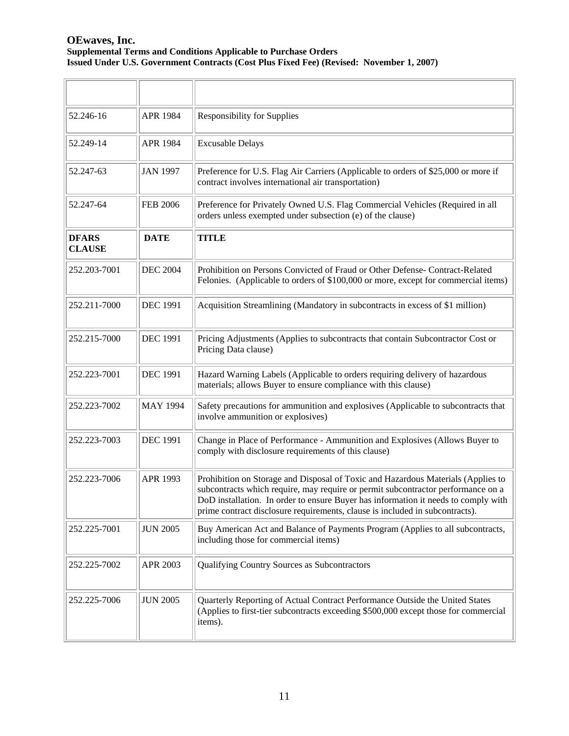| | | |
|---|---|---|
| 52.246-16 | APR 1984 | Responsibility for Supplies |
| 52.249-14 | APR 1984 | Excusable Delays |
| 52.247-63 | JAN 1997 | Preference for U.S. Flag Air Carriers (Applicable to orders of $25,000 or more if contract involves international air transportation) |
| 52.247-64 | FEB 2006 | Preference for Privately Owned U.S. Flag Commercial Vehicles (Required in all orders unless exempted under subsection (e) of the clause) |
| **DFARS CLAUSE** | **DATE** | **TITLE** |
| 252.203-7001 | DEC 2004 | Prohibition on Persons Convicted of Fraud or Other Defense- Contract-Related Felonies. (Applicable to orders of $100,000 or more, except for commercial items) |
| 252.211-7000 | DEC 1991 | Acquisition Streamlining (Mandatory in subcontracts in excess of $1 million) |
| 252.215-7000 | DEC 1991 | Pricing Adjustments (Applies to subcontracts that contain Subcontractor Cost or Pricing Data clause) |
| 252.223-7001 | DEC 1991 | Hazard Warning Labels (Applicable to orders requiring delivery of hazardous materials; allows Buyer to ensure compliance with this clause) |
| 252.223-7002 | MAY 1994 | Safety precautions for ammunition and explosives (Applicable to subcontracts that involve ammunition or explosives) |
| 252.223-7003 | DEC 1991 | Change in Place of Performance - Ammunition and Explosives (Allows Buyer to comply with disclosure requirements of this clause) |
| 252.223-7006 | APR 1993 | Prohibition on Storage and Disposal of Toxic and Hazardous Materials (Applies to subcontracts which require, may require or permit subcontractor performance on a DoD installation. In order to ensure Buyer has information it needs to comply with prime contract disclosure requirements, clause is included in subcontracts). |
| 252.225-7001 | JUN 2005 | Buy American Act and Balance of Payments Program (Applies to all subcontracts, including those for commercial items) |
| 252.225-7002 | APR 2003 | Qualifying Country Sources as Subcontractors |
| 252.225-7006 | JUN 2005 | Quarterly Reporting of Actual Contract Performance Outside the United States (Applies to first-tier subcontracts exceeding $500,000 except those for commercial items). |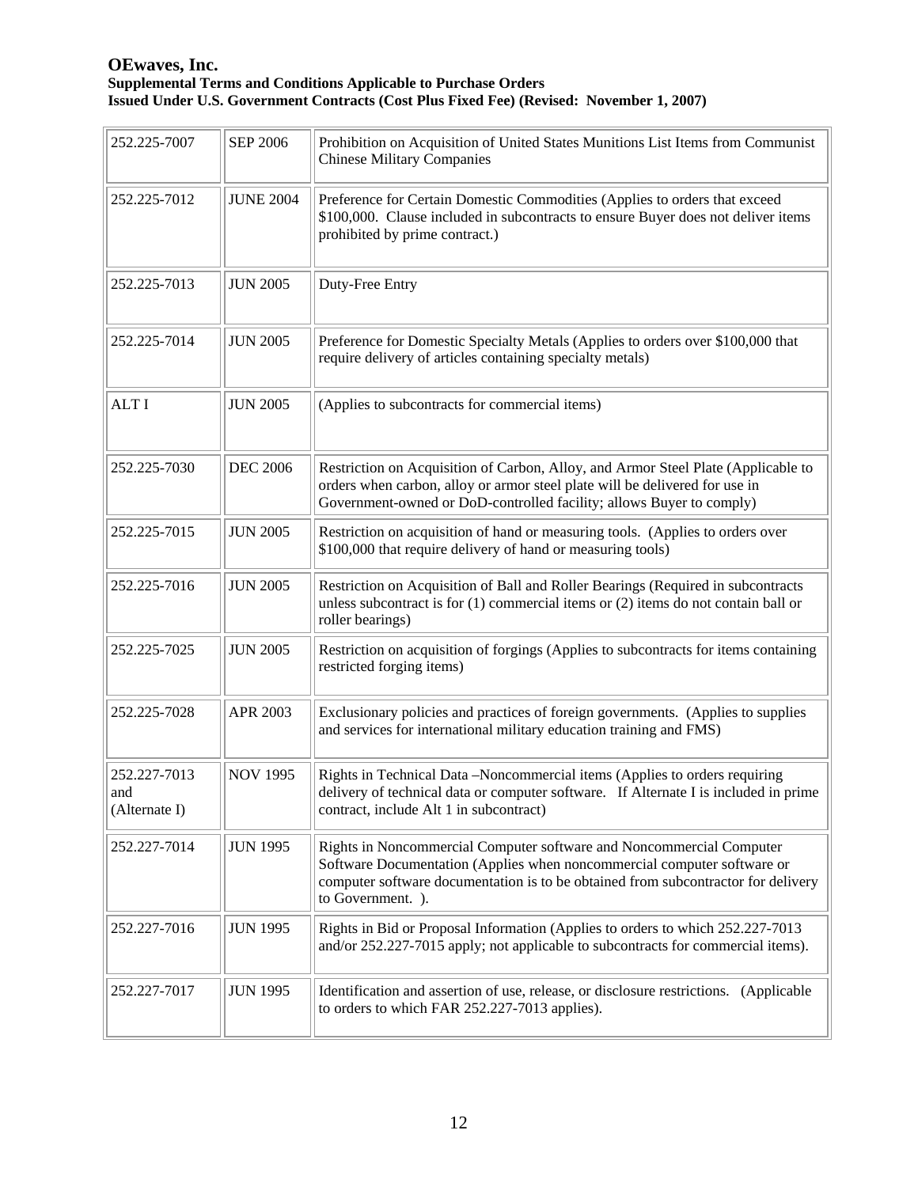| 252.225-7007 | SEP 2006 | Prohibition on Acquisition of United States Munitions List Items from Communist Chinese Military Companies |
|---|---|---|
| 252.225-7012 | JUNE 2004 | Preference for Certain Domestic Commodities (Applies to orders that exceed $100,000. Clause included in subcontracts to ensure Buyer does not deliver items prohibited by prime contract.) |
| 252.225-7013 | JUN 2005 | Duty-Free Entry |
| 252.225-7014 | JUN 2005 | Preference for Domestic Specialty Metals (Applies to orders over $100,000 that require delivery of articles containing specialty metals) |
| ALT I | JUN 2005 | (Applies to subcontracts for commercial items) |
| 252.225-7030 | DEC 2006 | Restriction on Acquisition of Carbon, Alloy, and Armor Steel Plate (Applicable to orders when carbon, alloy or armor steel plate will be delivered for use in Government-owned or DoD-controlled facility; allows Buyer to comply) |
| 252.225-7015 | JUN 2005 | Restriction on acquisition of hand or measuring tools. (Applies to orders over $100,000 that require delivery of hand or measuring tools) |
| 252.225-7016 | JUN 2005 | Restriction on Acquisition of Ball and Roller Bearings (Required in subcontracts unless subcontract is for (1) commercial items or (2) items do not contain ball or roller bearings) |
| 252.225-7025 | JUN 2005 | Restriction on acquisition of forgings (Applies to subcontracts for items containing restricted forging items) |
| 252.225-7028 | APR 2003 | Exclusionary policies and practices of foreign governments. (Applies to supplies and services for international military education training and FMS) |
| 252.227-7013 and (Alternate I) | NOV 1995 | Rights in Technical Data –Noncommercial items (Applies to orders requiring delivery of technical data or computer software. If Alternate I is included in prime contract, include Alt 1 in subcontract) |
| 252.227-7014 | JUN 1995 | Rights in Noncommercial Computer software and Noncommercial Computer Software Documentation (Applies when noncommercial computer software or computer software documentation is to be obtained from subcontractor for delivery to Government. ). |
| 252.227-7016 | JUN 1995 | Rights in Bid or Proposal Information (Applies to orders to which 252.227-7013 and/or 252.227-7015 apply; not applicable to subcontracts for commercial items). |
| 252.227-7017 | JUN 1995 | Identification and assertion of use, release, or disclosure restrictions. (Applicable to orders to which FAR 252.227-7013 applies). |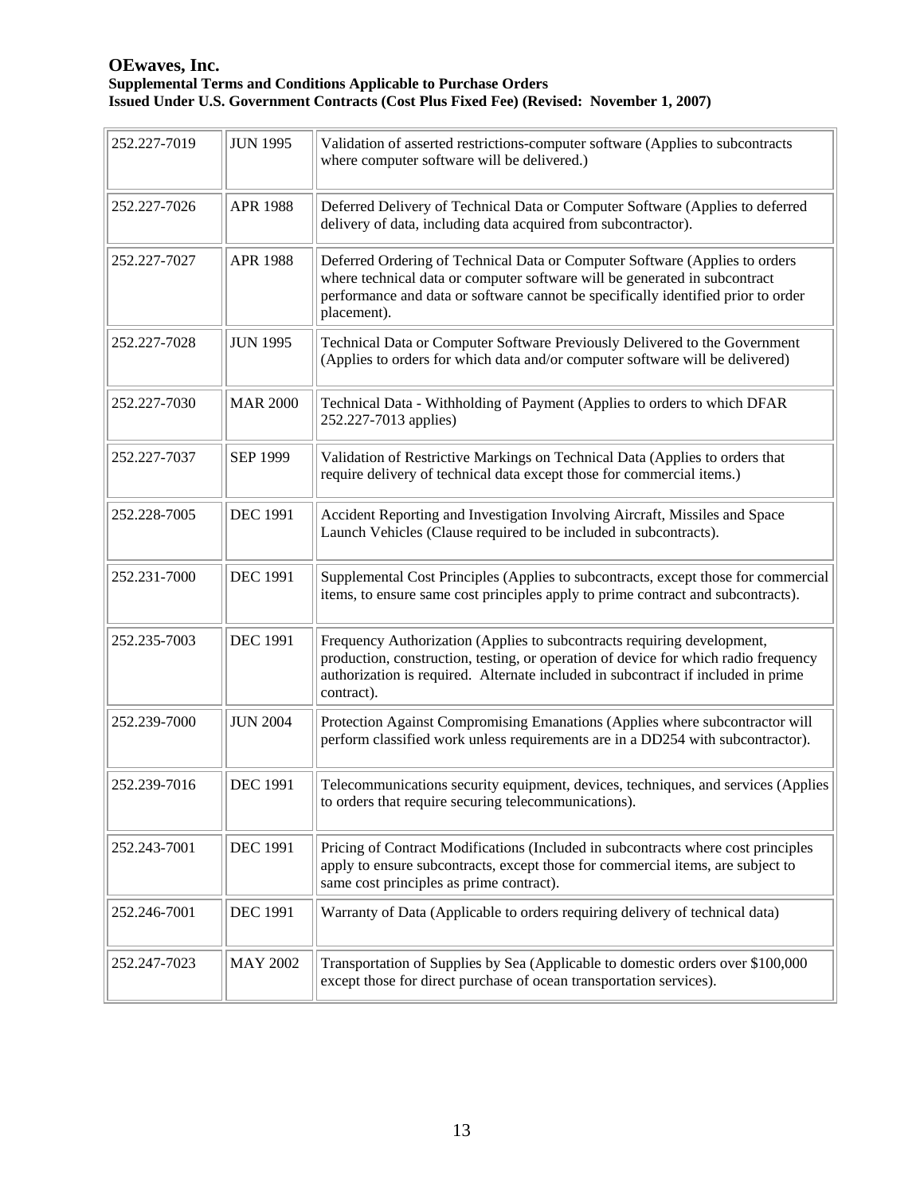| | | |
|---|---|---|
| 252.227-7019 | JUN 1995 | Validation of asserted restrictions-computer software (Applies to subcontracts where computer software will be delivered.) |
| 252.227-7026 | APR 1988 | Deferred Delivery of Technical Data or Computer Software (Applies to deferred delivery of data, including data acquired from subcontractor). |
| 252.227-7027 | APR 1988 | Deferred Ordering of Technical Data or Computer Software (Applies to orders where technical data or computer software will be generated in subcontract performance and data or software cannot be specifically identified prior to order placement). |
| 252.227-7028 | JUN 1995 | Technical Data or Computer Software Previously Delivered to the Government (Applies to orders for which data and/or computer software will be delivered) |
| 252.227-7030 | MAR 2000 | Technical Data - Withholding of Payment (Applies to orders to which DFAR 252.227-7013 applies) |
| 252.227-7037 | SEP 1999 | Validation of Restrictive Markings on Technical Data (Applies to orders that require delivery of technical data except those for commercial items.) |
| 252.228-7005 | DEC 1991 | Accident Reporting and Investigation Involving Aircraft, Missiles and Space Launch Vehicles (Clause required to be included in subcontracts). |
| 252.231-7000 | DEC 1991 | Supplemental Cost Principles (Applies to subcontracts, except those for commercial items, to ensure same cost principles apply to prime contract and subcontracts). |
| 252.235-7003 | DEC 1991 | Frequency Authorization (Applies to subcontracts requiring development, production, construction, testing, or operation of device for which radio frequency authorization is required. Alternate included in subcontract if included in prime contract). |
| 252.239-7000 | JUN 2004 | Protection Against Compromising Emanations (Applies where subcontractor will perform classified work unless requirements are in a DD254 with subcontractor). |
| 252.239-7016 | DEC 1991 | Telecommunications security equipment, devices, techniques, and services (Applies to orders that require securing telecommunications). |
| 252.243-7001 | DEC 1991 | Pricing of Contract Modifications (Included in subcontracts where cost principles apply to ensure subcontracts, except those for commercial items, are subject to same cost principles as prime contract). |
| 252.246-7001 | DEC 1991 | Warranty of Data (Applicable to orders requiring delivery of technical data) |
| 252.247-7023 | MAY 2002 | Transportation of Supplies by Sea (Applicable to domestic orders over $100,000 except those for direct purchase of ocean transportation services). |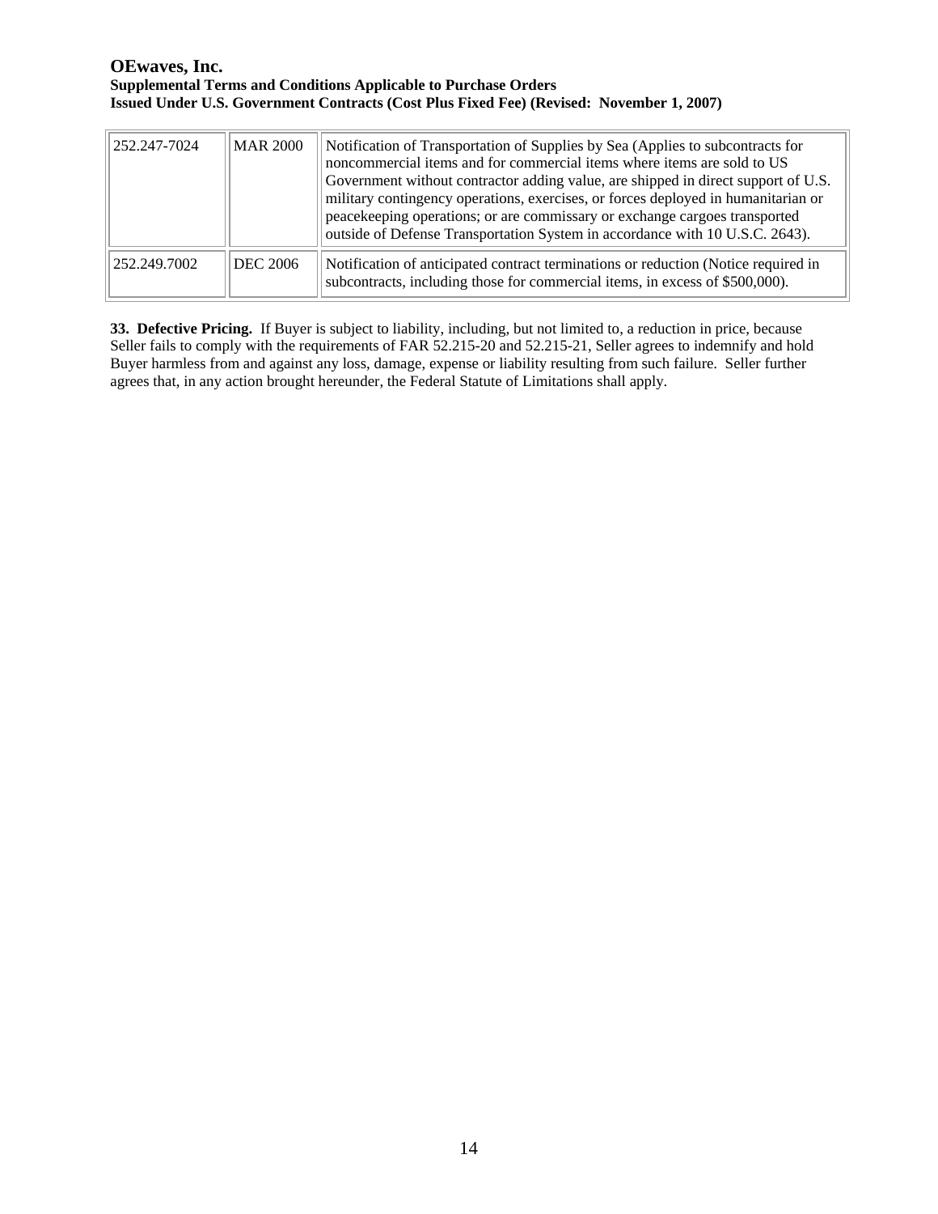| | | |
|---|---|---|
| 252.247-7024 | MAR 2000 | Notification of Transportation of Supplies by Sea (Applies to subcontracts for noncommercial items and for commercial items where items are sold to US Government without contractor adding value, are shipped in direct support of U.S. military contingency operations, exercises, or forces deployed in humanitarian or peacekeeping operations; or are commissary or exchange cargoes transported outside of Defense Transportation System in accordance with 10 U.S.C. 2643). |
| 252.249.7002 | DEC 2006 | Notification of anticipated contract terminations or reduction (Notice required in subcontracts, including those for commercial items, in excess of $500,000). |

**33. Defective Pricing.** If Buyer is subject to liability, including, but not limited to, a reduction in price, because Seller fails to comply with the requirements of FAR 52.215-20 and 52.215-21, Seller agrees to indemnify and hold Buyer harmless from and against any loss, damage, expense or liability resulting from such failure. Seller further agrees that, in any action brought hereunder, the Federal Statute of Limitations shall apply.